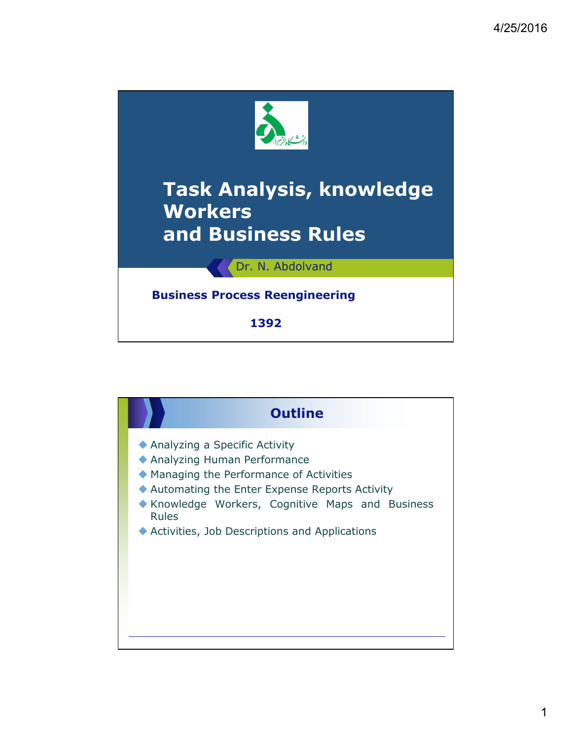# Task Analysis, knowledge Workers and Business Rules

Dr. N. Abdolvand

**Business Process Reengineering**

**1392**

## Outline

- Analyzing a Specific Activity
- Analyzing Human Performance
- Managing the Performance of Activities
- Automating the Enter Expense Reports Activity
- Knowledge Workers, Cognitive Maps and Business Rules
- Activities, Job Descriptions and Applications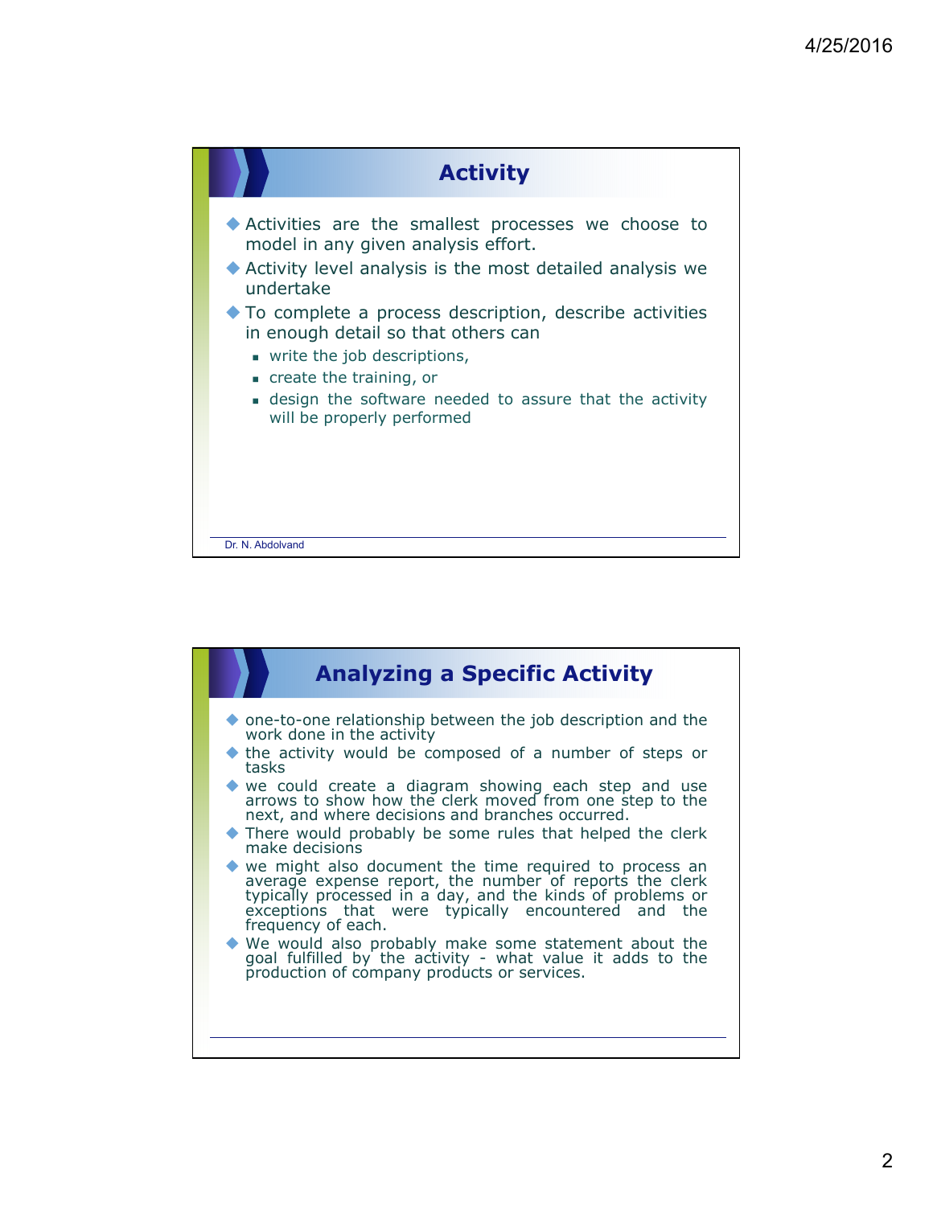## Activity

- Activities are the smallest processes we choose to model in any given analysis effort.
- Activity level analysis is the most detailed analysis we undertake
- To complete a process description, describe activities in enough detail so that others can
  - write the job descriptions,
  - create the training, or
  - design the software needed to assure that the activity will be properly performed

Dr. N. Abdolvand

## Analyzing a Specific Activity

- one-to-one relationship between the job description and the work done in the activity
- the activity would be composed of a number of steps or tasks
- we could create a diagram showing each step and use arrows to show how the clerk moved from one step to the next, and where decisions and branches occurred.
- There would probably be some rules that helped the clerk make decisions
- we might also document the time required to process an average expense report, the number of reports the clerk typically processed in a day, and the kinds of problems or exceptions that were typically encountered and the frequency of each.
- We would also probably make some statement about the goal fulfilled by the activity - what value it adds to the production of company products or services.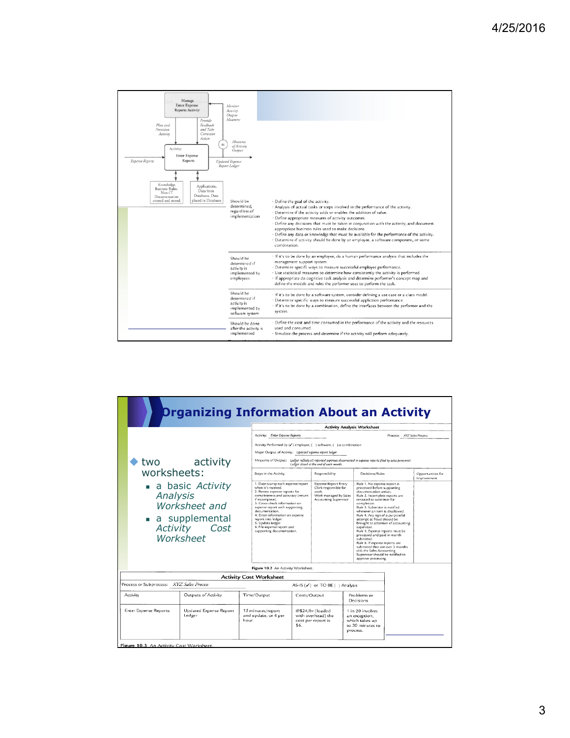Manage Enter Expense Reports Activity

Plan and Provision Activity

Provide Feedback and Take Corrective Action

Monitor Activity Output Measures

Measures of Activity Output

Activity: Enter Expense Reports

Expense Reports → Updated Expense Report Ledger

Knowledge, Business Rules, Non-IT Documentation created and stored.

Applications, Data from Databases, Data placed in Databases

| | |
|---|---|
| Should be determined, regardless of implementation | · Define the goal of the activity.<br>· Analysis of actual tasks or steps involved in the performance of the activity.<br>· Determine if the activity adds or enables the addition of value.<br>· Define appropriate measures of activity outcomes.<br>· Define any decisions that must be taken in conjunction with the activity, and document appropriate business rules used to make decisions.<br>· Define any data or knowledge that must be available for the performance of the activity.<br>· Determine if activity should be done by an employee, a software component, or some combination. |
| Should be determined if activity is implemented by employees | · If it's to be done by an employee, do a human performance analysis that includes the management support system.<br>· Determine specific ways to measure successful employee perfromance.<br>· Use statistical measures to determine how consistently the activity is performed.<br>· If appropriate do cognitive task analysis and determine performer's concept map and define the models and rules the performer uses to perform the task. |
| Should be determined if activity is implemented by software system | · If it's to be done by a software system, consider defining a use case or a class model.<br>· Determine specific ways to measure successful appliction perfromance.<br>· If it's to be done by a combination, define the interfaces between the performer and the system. |
| Should be done after the activity is implemented | · Define the cost and time consumed in the performance of the activity and the resources used and consumed.<br>· Simulate the process and determine if the activity will perform adequately. |

# Organizing Information About an Activity

- two activity worksheets:
  - a basic *Activity Analysis Worksheet* and
  - a supplemental *Activity Cost Worksheet*

**Activity Analysis Worksheet**

Activity: *Enter Expense Reports* — Process: *XYZ Sales Process*

Activity Performed by (✓) employee, ( ) software, ( ) a combination

Major Output of Activity: *Updated expense report ledger*

Measures of Output: *Ledger reflects all reported expenses documented in expense reports filed by sales personnel. Ledger closed at the end of each month.*

| Steps in the Activity | Responsibility | Decisions/Rules | Opportunities for Improvement |
|---|---|---|---|
| 1. Date-stamp each expense report when it's received.<br>2. Review expense reports for completeness and accuracy (return if incomplete).<br>3. Cross-check information on expense report with supporting documentation.<br>4. Enter information on expense report into ledger.<br>5. Update ledger.<br>6. File expense report and supporting documentation. | Expense Report Entry Clerk responsible for work.<br>Work managed by Sales Accounting Supervisor | Rule 1. No expense report is processed before supporting documentation arrives.<br>Rule 2. Incomplete reports are rerouted to submitter for completion.<br>Rule 3. Submitter is notified whenever an item is disallowed.<br>Rule 4. Any sign of a purposeful attempt at fraud should be brought to attention of accounting supervisor.<br>Rule 5. Expense reports must be processed and paid in month submitted.<br>Rule 6. If expense reports are submitted that are over 3 months old, the Sales Accounting Supervisor should be notified to approve processing. | |

**Figure 10.2** An Activity Worksheet.

**Activity Cost Worksheet**

Process or Subprocess: *XYZ Sales Process* — AS-IS (✓) or TO BE ( ) Analysis

| Activity | Outputs of Activity | Time/Output | Costs/Output | Problems or Decisions |
|---|---|---|---|---|
| Enter Expense Reports | Updated Expense Report Ledger | 15 minutes/report and update, or 4 per hour. | @$24/hr (loaded with overhead) the cost per report is $6. | 1 in 20 involves an exception, which takes up to 30 minutes to process. |

**Figure 10.3** An Activity Cost Worksheet.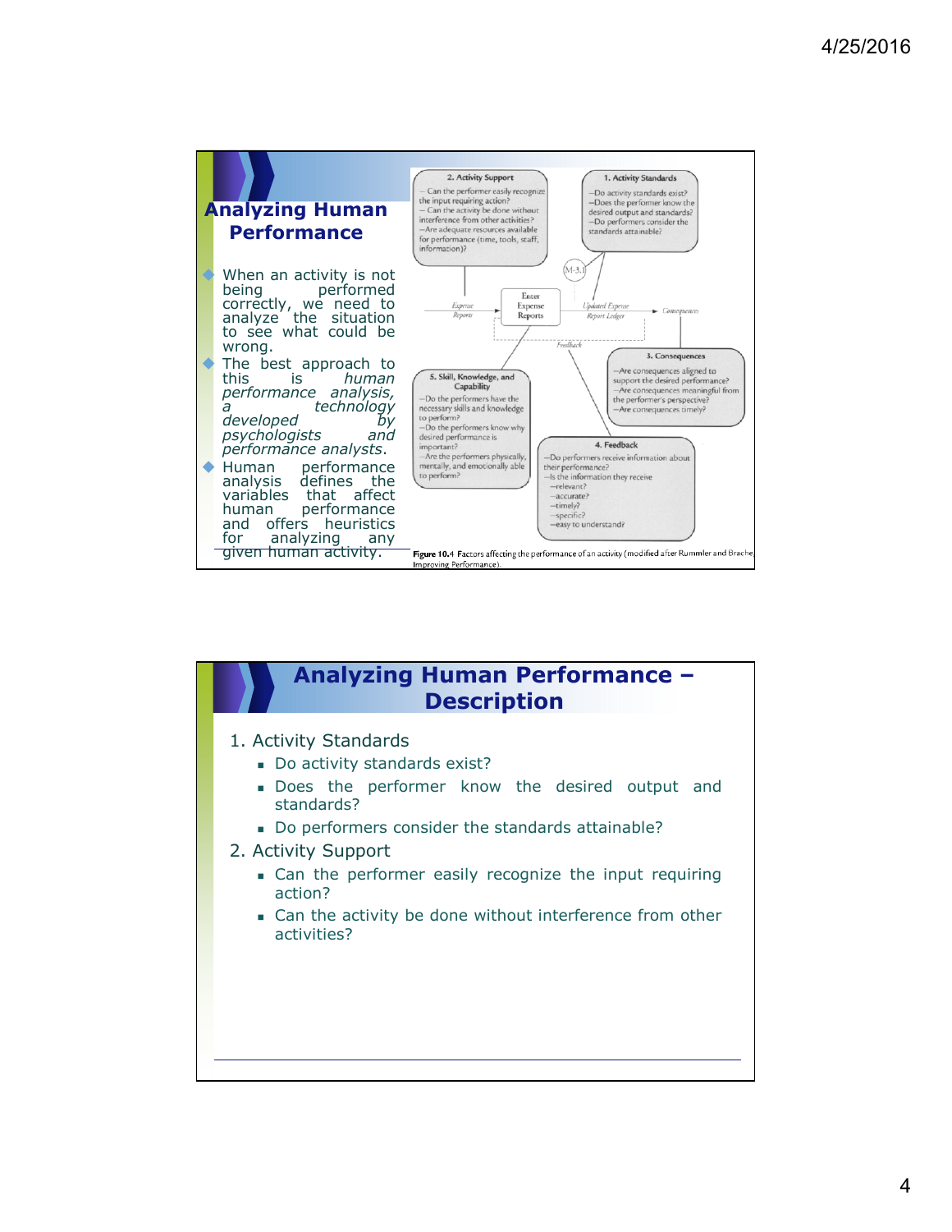## Analyzing Human Performance

- When an activity is not being performed correctly, we need to analyze the situation to see what could be wrong.
- The best approach to this is *human performance analysis, a technology developed by psychologists and performance analysts*.
- Human performance analysis defines the variables that affect human performance and offers heuristics for analyzing any given human activity.

2. Activity Support
— Can the performer easily recognize the input requiring action?
— Can the activity be done without interference from other activities?
—Are adequate resources available for performance (time, tools, staff, information)?

1. Activity Standards
—Do activity standards exist?
—Does the performer know the desired output and standards?
—Do performers consider the standards attainable?

M-3.1

Expense Reports → Enter Expense Reports → Updated Expense Report Ledger → Consequences

Feedback

3. Consequences
—Are consequences aligned to support the desired performance?
—Are consequences meaningful from the performer's perspective?
—Are consequences timely?

5. Skill, Knowledge, and Capability
—Do the performers have the necessary skills and knowledge to perform?
—Do the performers know why desired performance is important?
—Are the performers physically, mentally, and emotionally able to perform?

4. Feedback
—Do performers receive information about their performance?
—Is the information they receive
—relevant?
—accurate?
—timely?
—specific?
—easy to understand?

**Figure 10.4** Factors affecting the performance of an activity (modified after Rummler and Brache, Improving Performance).

## Analyzing Human Performance – Description

1. Activity Standards
   - Do activity standards exist?
   - Does the performer know the desired output and standards?
   - Do performers consider the standards attainable?
2. Activity Support
   - Can the performer easily recognize the input requiring action?
   - Can the activity be done without interference from other activities?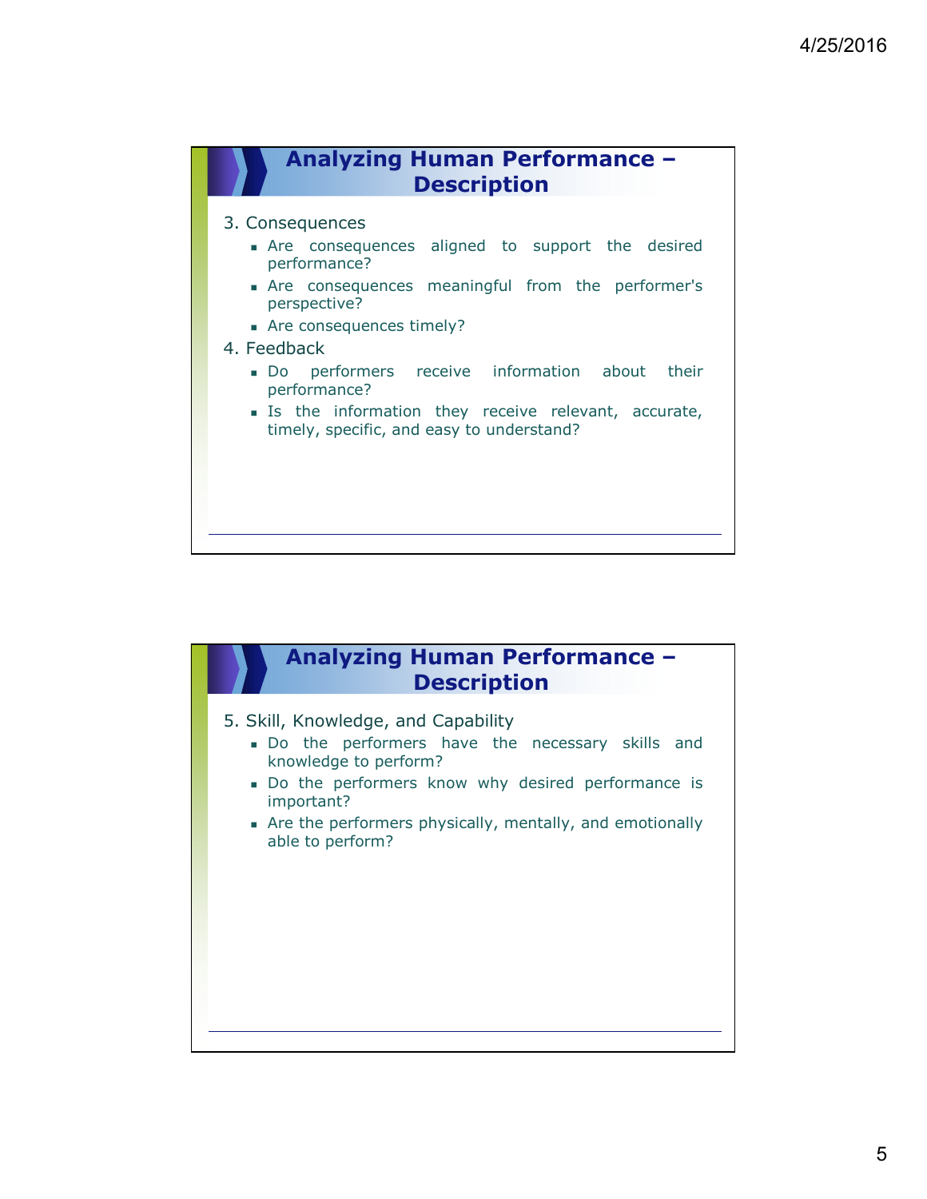## Analyzing Human Performance – Description

3. Consequences
   - Are consequences aligned to support the desired performance?
   - Are consequences meaningful from the performer's perspective?
   - Are consequences timely?
4. Feedback
   - Do performers receive information about their performance?
   - Is the information they receive relevant, accurate, timely, specific, and easy to understand?

## Analyzing Human Performance – Description

5. Skill, Knowledge, and Capability
   - Do the performers have the necessary skills and knowledge to perform?
   - Do the performers know why desired performance is important?
   - Are the performers physically, mentally, and emotionally able to perform?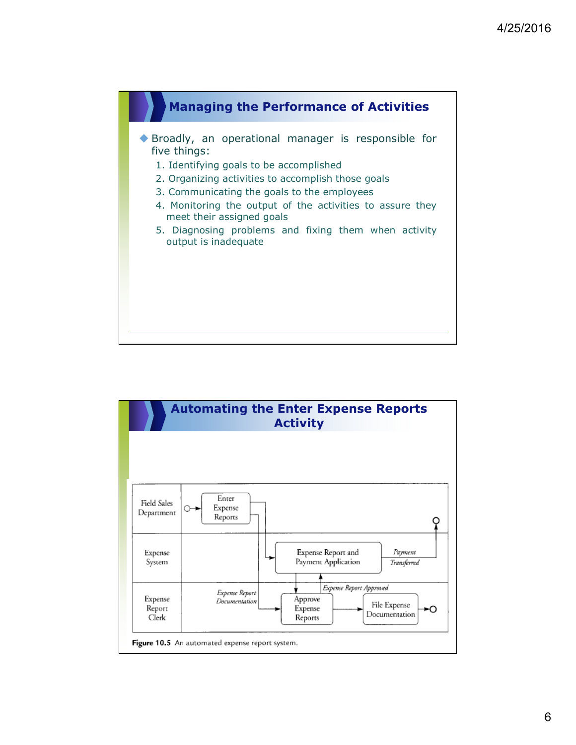## Managing the Performance of Activities

- Broadly, an operational manager is responsible for five things:
  1. Identifying goals to be accomplished
  2. Organizing activities to accomplish those goals
  3. Communicating the goals to the employees
  4. Monitoring the output of the activities to assure they meet their assigned goals
  5. Diagnosing problems and fixing them when activity output is inadequate

## Automating the Enter Expense Reports Activity

| Swimlane | Activities |
|---|---|
| Field Sales Department | Enter Expense Reports |
| Expense System | Expense Report and Payment Application → *Payment Transferred* |
| Expense Report Clerk | *Expense Report Documentation* → Approve Expense Reports → File Expense Documentation; *Expense Report Approved* |

Figure 10.5 An automated expense report system.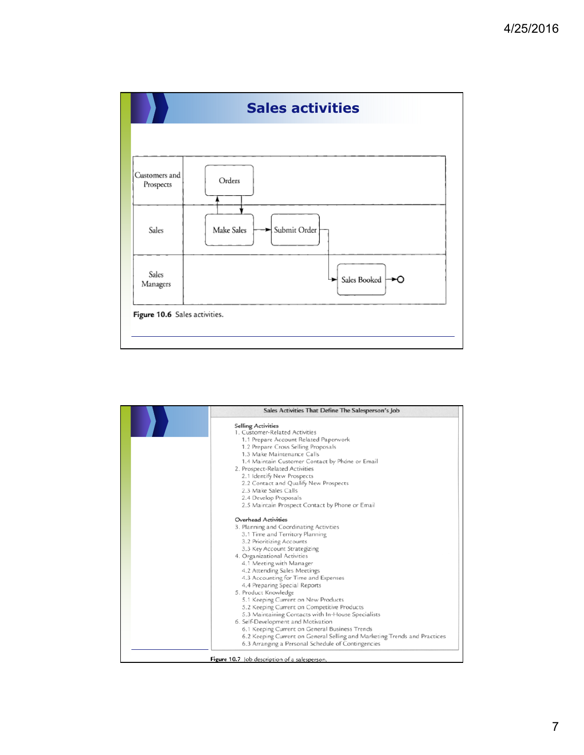# Sales activities

| Customers and Prospects | Orders |
|---|---|
| Sales | Make Sales → Submit Order |
| Sales Managers | Sales Booked → O |

**Figure 10.6** Sales activities.

**Sales Activities That Define The Salesperson's Job**

**Selling Activities**

1. Customer-Related Activities
   - 1.1 Prepare Account Related Paperwork
   - 1.2 Prepare Cross Selling Proposals
   - 1.3 Make Maintenance Calls
   - 1.4 Maintain Customer Contact by Phone or Email
2. Prospect-Related Activities
   - 2.1 Identify New Prospects
   - 2.2 Contact and Qualify New Prospects
   - 2.3 Make Sales Calls
   - 2.4 Develop Proposals
   - 2.5 Maintain Prospect Contact by Phone or Email

**Overhead Activities**

3. Planning and Coordinating Activities
   - 3.1 Time and Territory Planning
   - 3.2 Prioritizing Accounts
   - 3.3 Key Account Strategizing
4. Organizational Activities
   - 4.1 Meeting with Manager
   - 4.2 Attending Sales Meetings
   - 4.3 Accounting for Time and Expenses
   - 4.4 Preparing Special Reports
5. Product Knowledge
   - 5.1 Keeping Current on New Products
   - 5.2 Keeping Current on Competitive Products
   - 5.3 Maintaining Contacts with In-House Specialists
6. Self-Development and Motivation
   - 6.1 Keeping Current on General Business Trends
   - 6.2 Keeping Current on General Selling and Marketing Trends and Practices
   - 6.3 Arranging a Personal Schedule of Contingencies

**Figure 10.7** Job description of a salesperson.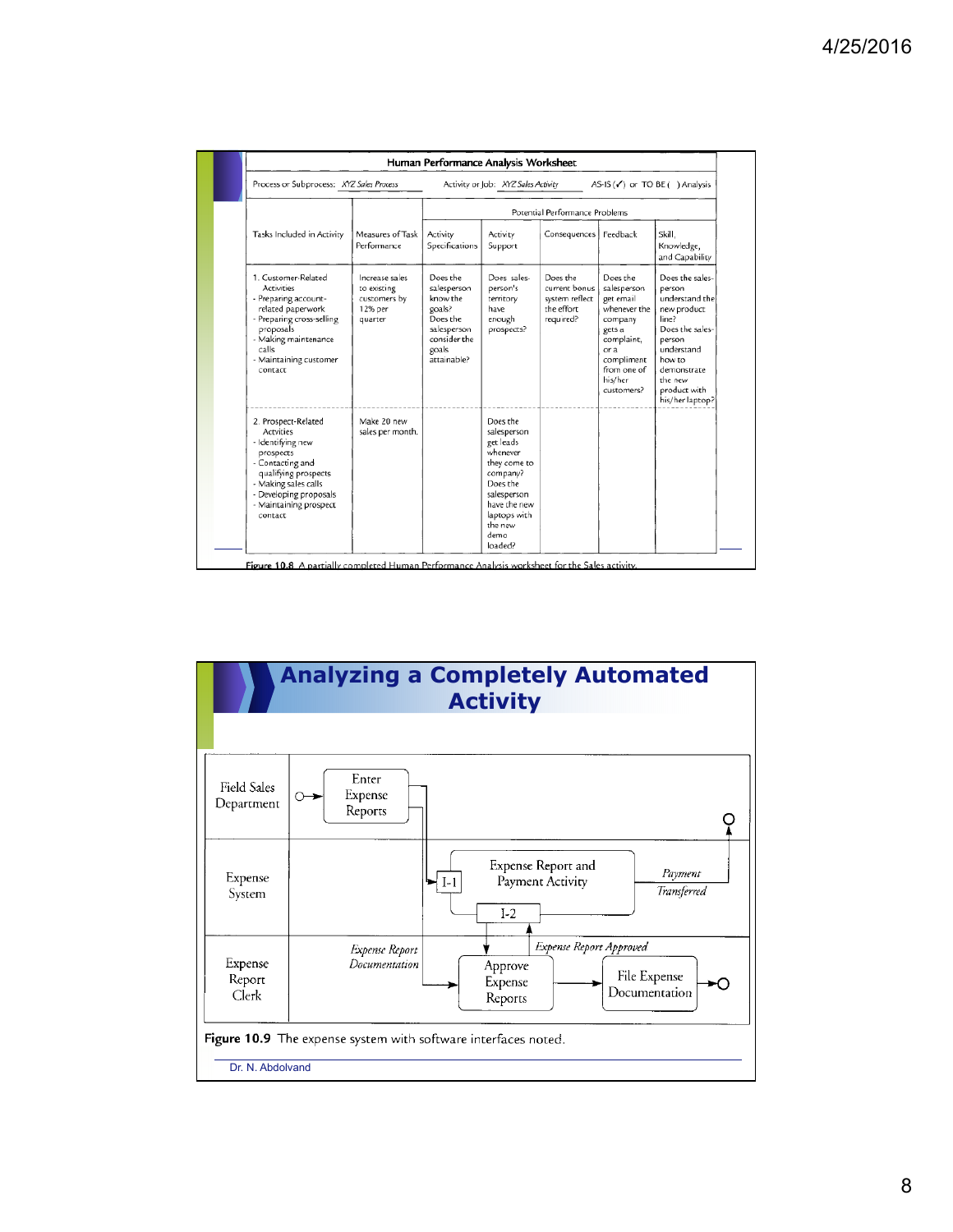## Human Performance Analysis Worksheet

Process or Subprocess: *XYZ Sales Process* Activity or Job: *XYZ Sales Activity* AS-IS (✓) or TO BE ( ) Analysis

| Tasks Included in Activity | Measures of Task Performance | Potential Performance Problems | | | | |
|---|---|---|---|---|---|---|
| | | Activity Specifications | Activity Support | Consequences | Feedback | Skill, Knowledge, and Capability |
| 1. Customer-Related Activities - Preparing account-related paperwork - Preparing cross-selling proposals - Making maintenance calls - Maintaining customer contact | Increase sales to existing customers by 12% per quarter | Does the salesperson know the goals? Does the salesperson consider the goals attainable? | Does sales-person's territory have enough prospects? | Does the current bonus system reflect the effort required? | Does the salesperson get email whenever the company gets a complaint, or a compliment from one of his/her customers? | Does the sales-person understand the new product line? Does the sales-person understand how to demonstrate the new product with his/her laptop? |
| 2. Prospect-Related Activities - Identifying new prospects - Contacting and qualifying prospects - Making sales calls - Developing proposals - Maintaining prospect contact | Make 20 new sales per month. | | Does the salesperson get leads whenever they come to company? Does the salesperson have the new laptops with the new demo loaded? | | | |

Figure 10.8 A partially completed Human Performance Analysis worksheet for the Sales activity.

## Analyzing a Completely Automated Activity

| Swimlane | Activities |
|---|---|
| Field Sales Department | Enter Expense Reports |
| Expense System | I-1 → Expense Report and Payment Activity → *Payment Transferred*; I-2 |
| Expense Report Clerk | *Expense Report Documentation* → Approve Expense Reports → *Expense Report Approved*; File Expense Documentation |

**Figure 10.9** The expense system with software interfaces noted.

Dr. N. Abdolvand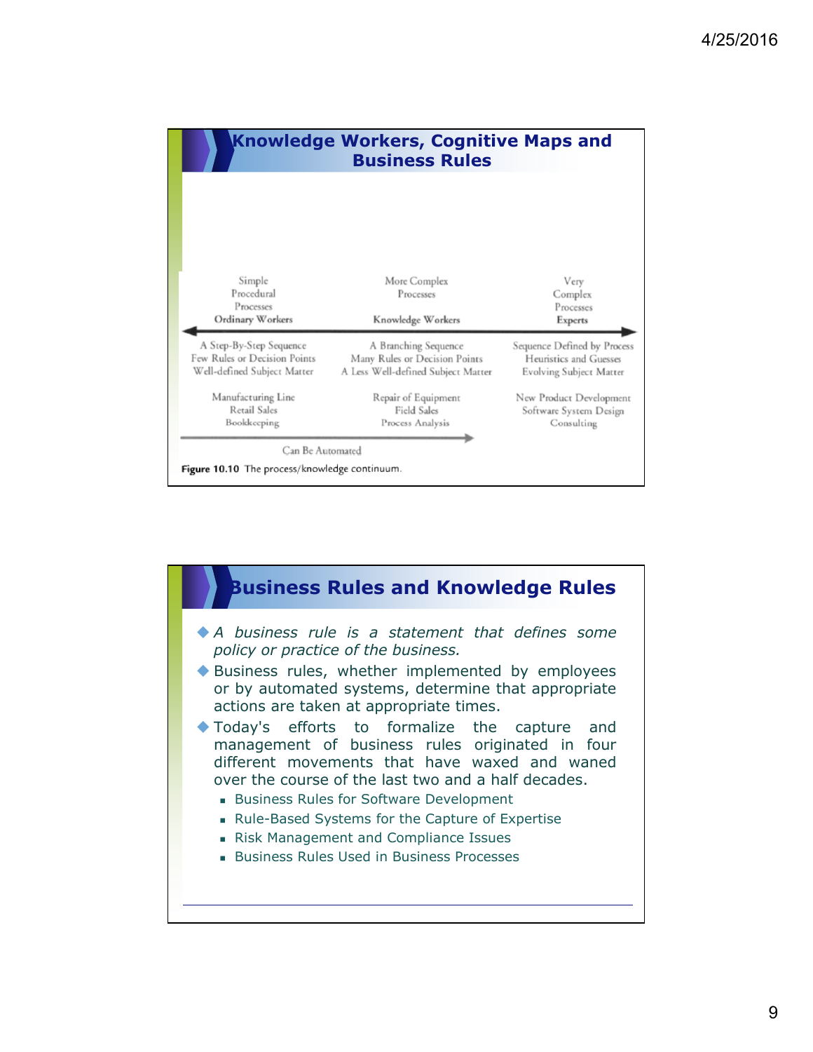## Knowledge Workers, Cognitive Maps and Business Rules

| Simple Procedural Processes | More Complex Processes | Very Complex Processes |
|---|---|---|
| **Ordinary Workers** | **Knowledge Workers** | **Experts** |
| A Step-By-Step Sequence<br>Few Rules or Decision Points<br>Well-defined Subject Matter | A Branching Sequence<br>Many Rules or Decision Points<br>A Less Well-defined Subject Matter | Sequence Defined by Process<br>Heuristics and Guesses<br>Evolving Subject Matter |
| Manufacturing Line<br>Retail Sales<br>Bookkeeping | Repair of Equipment<br>Field Sales<br>Process Analysis | New Product Development<br>Software System Design<br>Consulting |

Can Be Automated

**Figure 10.10** The process/knowledge continuum.

## Business Rules and Knowledge Rules

- *A business rule is a statement that defines some policy or practice of the business.*
- Business rules, whether implemented by employees or by automated systems, determine that appropriate actions are taken at appropriate times.
- Today's efforts to formalize the capture and management of business rules originated in four different movements that have waxed and waned over the course of the last two and a half decades.
  - Business Rules for Software Development
  - Rule-Based Systems for the Capture of Expertise
  - Risk Management and Compliance Issues
  - Business Rules Used in Business Processes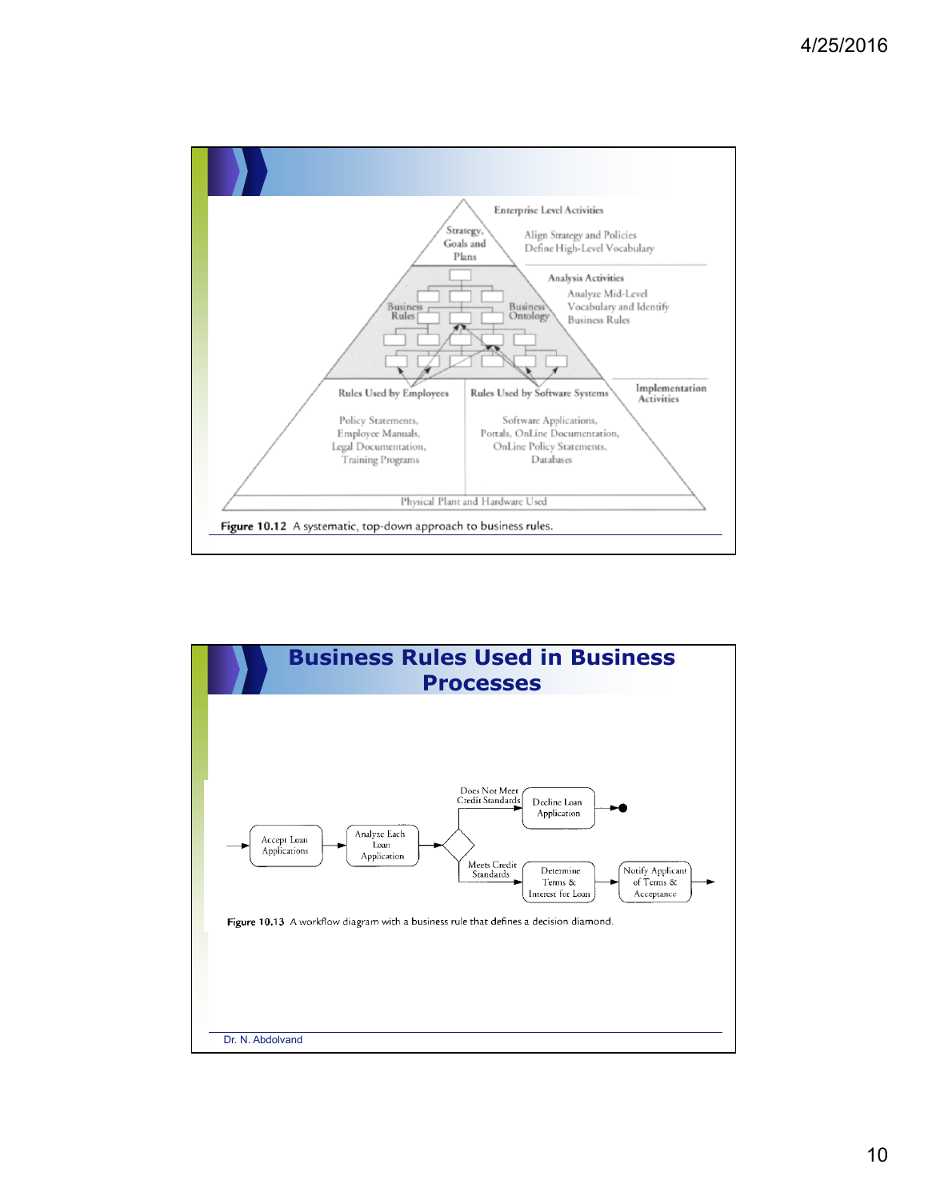Enterprise Level Activities

Strategy, Goals and Plans

Align Strategy and Policies
Define High-Level Vocabulary

Analysis Activities

Analyze Mid-Level Vocabulary and Identify Business Rules

Business Rules

Business Ontology

Rules Used by Employees

Rules Used by Software Systems

Implementation Activities

Policy Statements, Employee Manuals, Legal Documentation, Training Programs

Software Applications, Portals, OnLine Documentation, OnLine Policy Statements, Databases

Physical Plant and Hardware Used

**Figure 10.12** A systematic, top-down approach to business rules.

## Business Rules Used in Business Processes

Accept Loan Applications → Analyze Each Loan Application → Does Not Meet Credit Standards → Decline Loan Application

Meets Credit Standards → Determine Terms & Interest for Loan → Notify Applicant of Terms & Acceptance

**Figure 10.13** A workflow diagram with a business rule that defines a decision diamond.

Dr. N. Abdolvand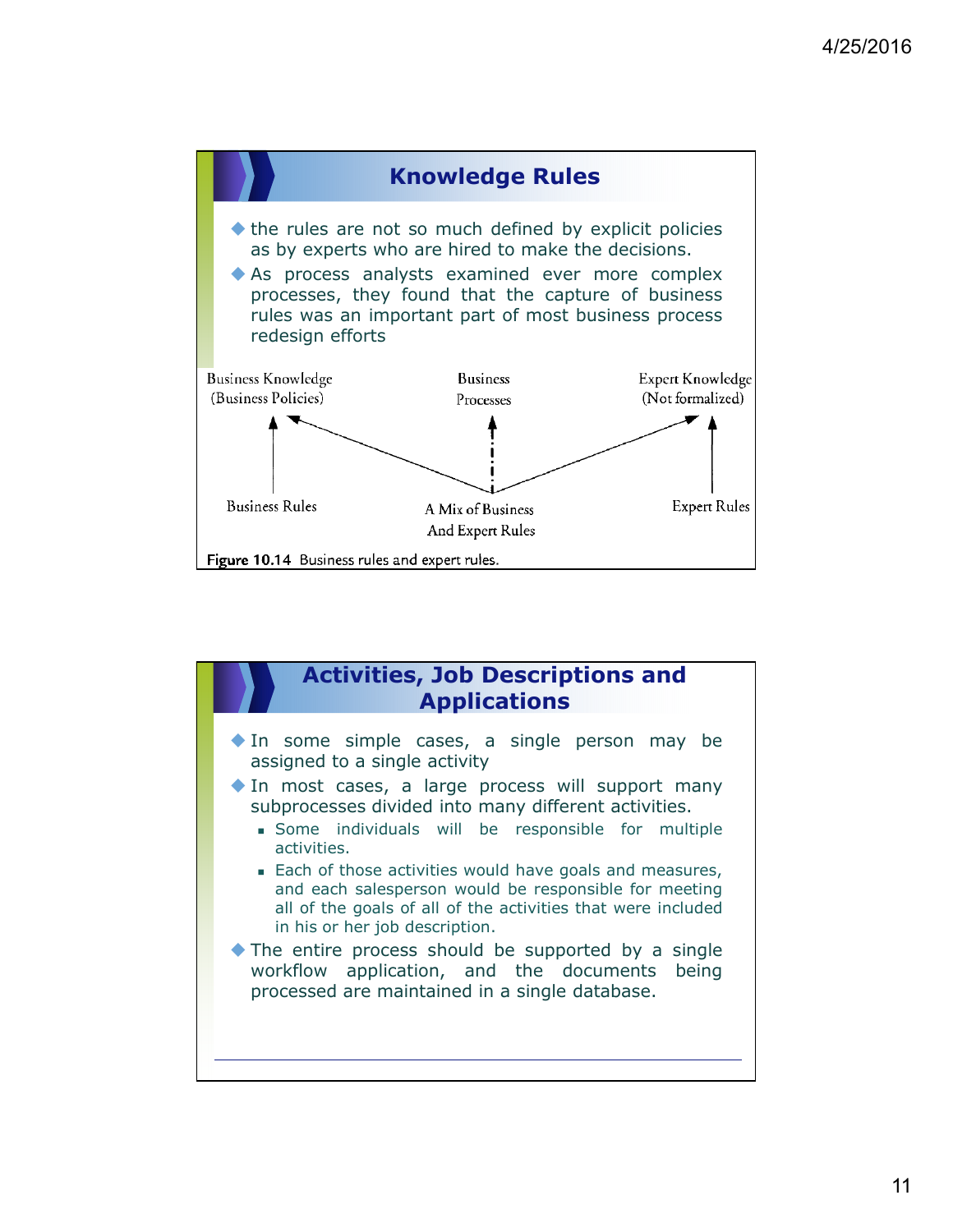## Knowledge Rules

- the rules are not so much defined by explicit policies as by experts who are hired to make the decisions.
- As process analysts examined ever more complex processes, they found that the capture of business rules was an important part of most business process redesign efforts

Business Knowledge (Business Policies)

Business Processes

Expert Knowledge (Not formalized)

Business Rules

A Mix of Business And Expert Rules

Expert Rules

**Figure 10.14** Business rules and expert rules.

## Activities, Job Descriptions and Applications

- In some simple cases, a single person may be assigned to a single activity
- In most cases, a large process will support many subprocesses divided into many different activities.
  - Some individuals will be responsible for multiple activities.
  - Each of those activities would have goals and measures, and each salesperson would be responsible for meeting all of the goals of all of the activities that were included in his or her job description.
- The entire process should be supported by a single workflow application, and the documents being processed are maintained in a single database.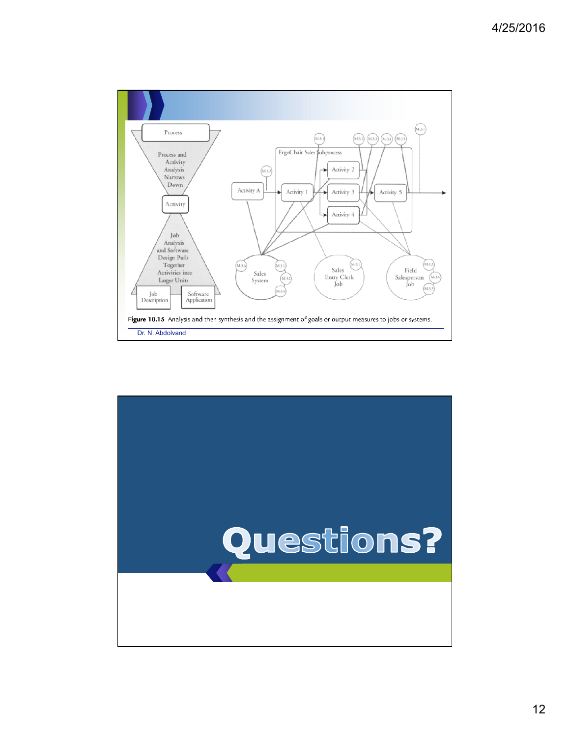Process

Process and Activity Analysis Narrows Down

Activity

Job Analysis and Software Design Pulls Together Activities into Larger Units

Job Description

Software Application

ErgoChair Sales Subprocess

Activity A

Activity 1

Activity 2

Activity 3

Activity 4

Activity 5

M-3.A

M-3.1

M-3.2

M-3.3

M-3.4

M-3.5

M-2-1

Sales System

Sales Entry Clerk Job

Field Salesperson Job

**Figure 10.15** Analysis and then synthesis and the assignment of goals or output measures to jobs or systems.

Dr. N. Abdolvand

# Questions?